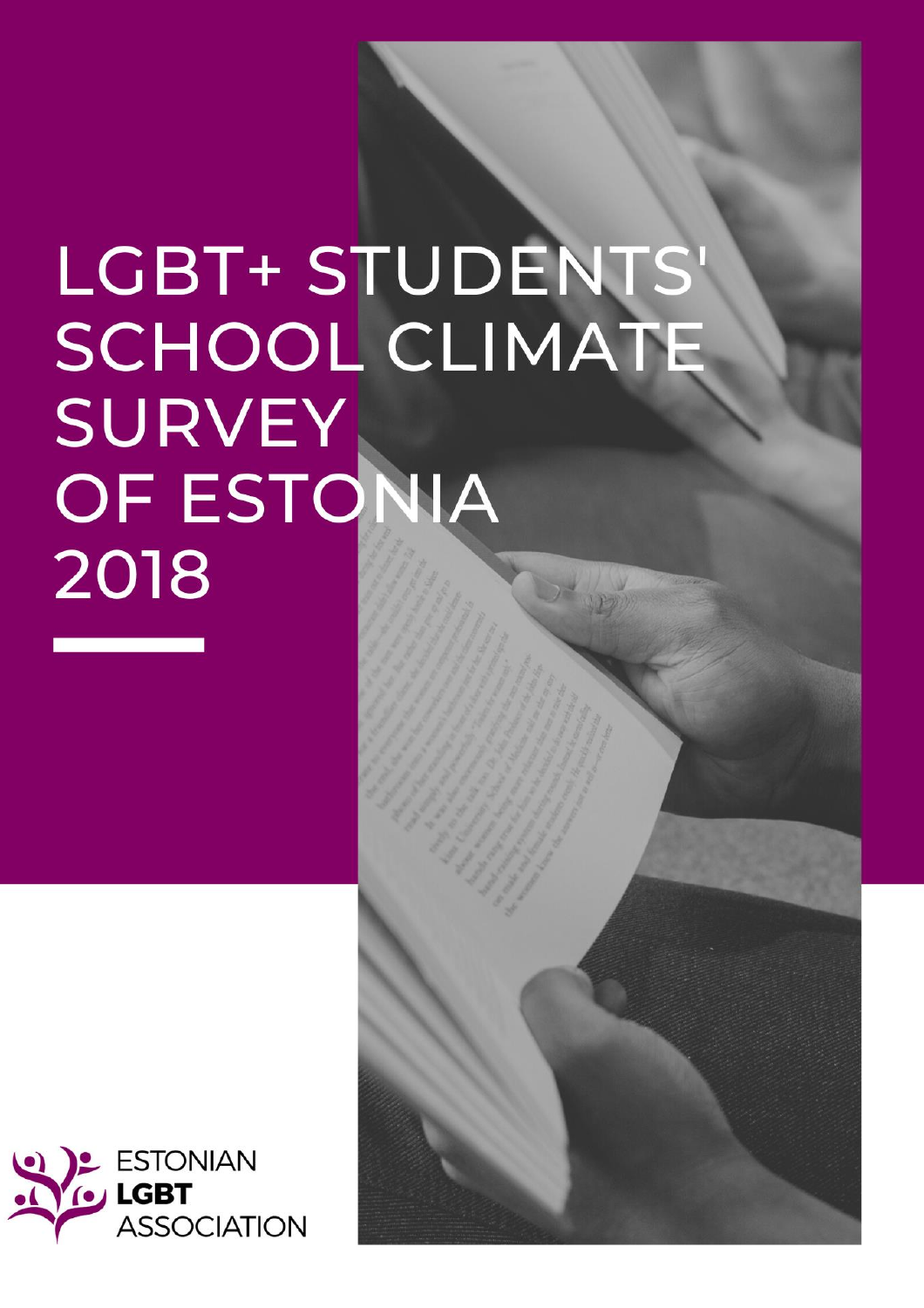# LGBT+ STUDENTS' SCHOOL CLIMATE SURVEY OF ESTONIA 2018

ESTONIAN **LGBT** ASSOCIATION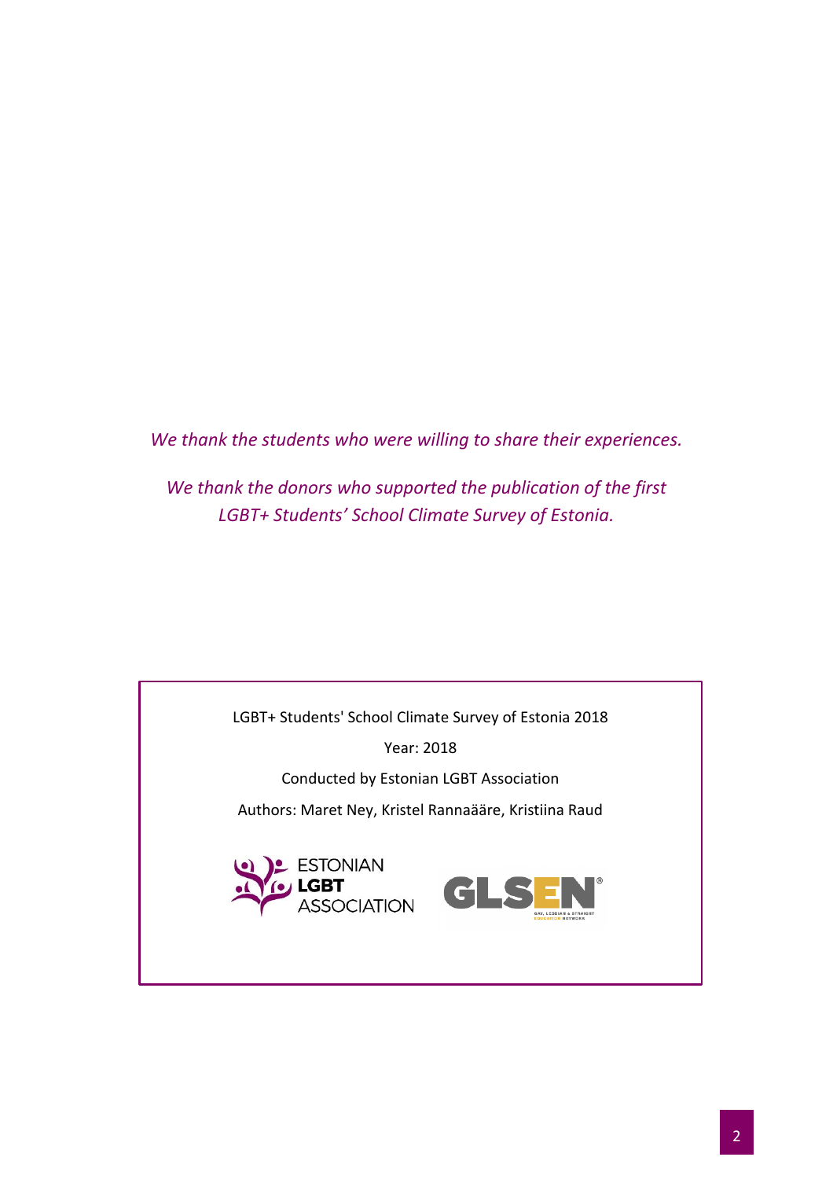*We thank the students who were willing to share their experiences.*

*We thank the donors who supported the publication of the first LGBT+ Students' School Climate Survey of Estonia.*

LGBT+ Students' School Climate Survey of Estonia 2018

Year: 2018

Conducted by Estonian LGBT Association

Authors: Maret Ney, Kristel Rannaääre, Kristiina Raud

ESTONIAN **LGBT** ASSOCIATION

GLSEN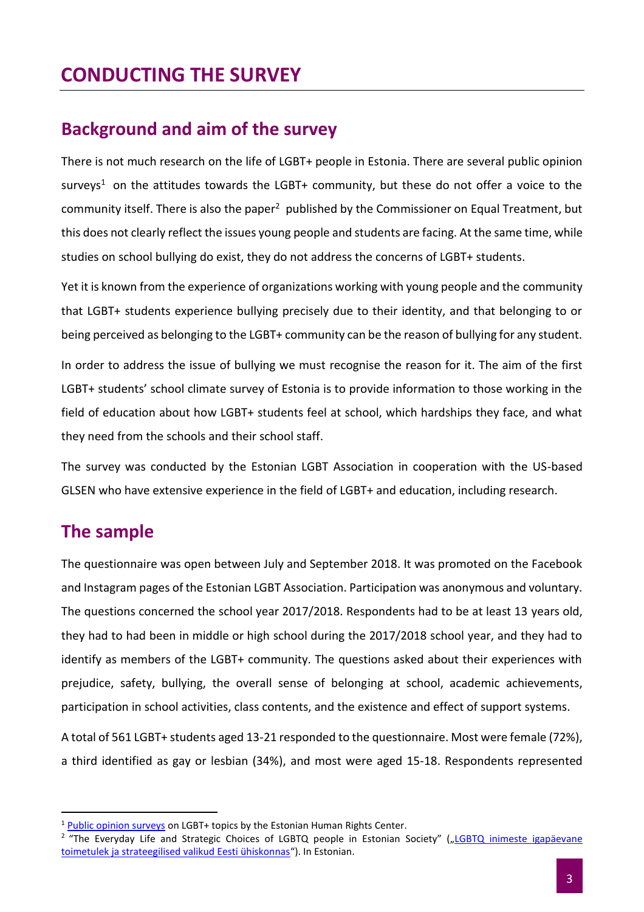# CONDUCTING THE SURVEY

## Background and aim of the survey

There is not much research on the life of LGBT+ people in Estonia. There are several public opinion surveys[1] on the attitudes towards the LGBT+ community, but these do not offer a voice to the community itself. There is also the paper[2] published by the Commissioner on Equal Treatment, but this does not clearly reflect the issues young people and students are facing. At the same time, while studies on school bullying do exist, they do not address the concerns of LGBT+ students.

Yet it is known from the experience of organizations working with young people and the community that LGBT+ students experience bullying precisely due to their identity, and that belonging to or being perceived as belonging to the LGBT+ community can be the reason of bullying for any student.

In order to address the issue of bullying we must recognise the reason for it. The aim of the first LGBT+ students' school climate survey of Estonia is to provide information to those working in the field of education about how LGBT+ students feel at school, which hardships they face, and what they need from the schools and their school staff.

The survey was conducted by the Estonian LGBT Association in cooperation with the US-based GLSEN who have extensive experience in the field of LGBT+ and education, including research.

## The sample

The questionnaire was open between July and September 2018. It was promoted on the Facebook and Instagram pages of the Estonian LGBT Association. Participation was anonymous and voluntary. The questions concerned the school year 2017/2018. Respondents had to be at least 13 years old, they had to had been in middle or high school during the 2017/2018 school year, and they had to identify as members of the LGBT+ community. The questions asked about their experiences with prejudice, safety, bullying, the overall sense of belonging at school, academic achievements, participation in school activities, class contents, and the existence and effect of support systems.

A total of 561 LGBT+ students aged 13-21 responded to the questionnaire. Most were female (72%), a third identified as gay or lesbian (34%), and most were aged 15-18. Respondents represented

---

[1] Public opinion surveys on LGBT+ topics by the Estonian Human Rights Center.

[2] "The Everyday Life and Strategic Choices of LGBTQ people in Estonian Society" („LGBTQ inimeste igapäevane toimetulek ja strateegilised valikud Eesti ühiskonnas"). In Estonian.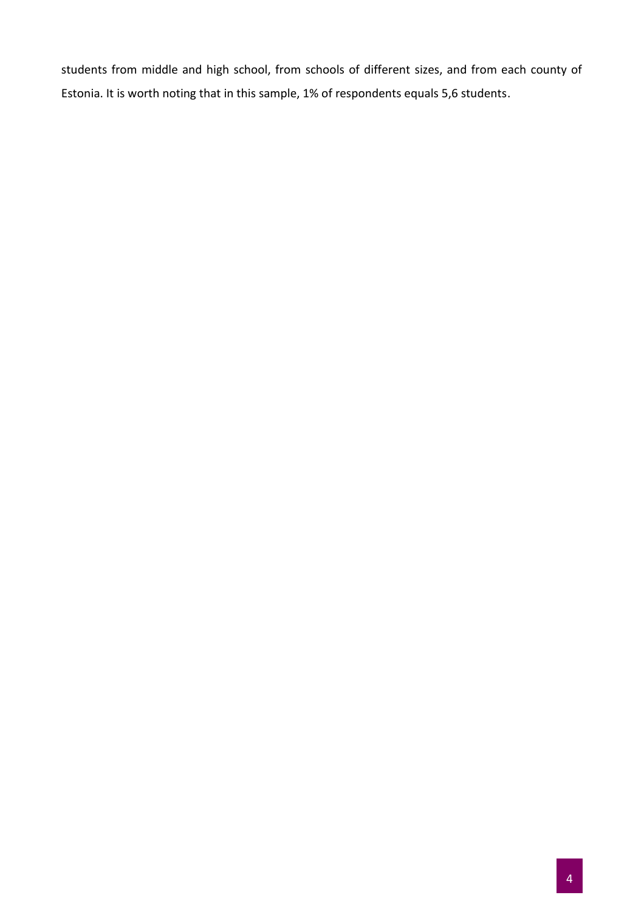students from middle and high school, from schools of different sizes, and from each county of Estonia. It is worth noting that in this sample, 1% of respondents equals 5,6 students.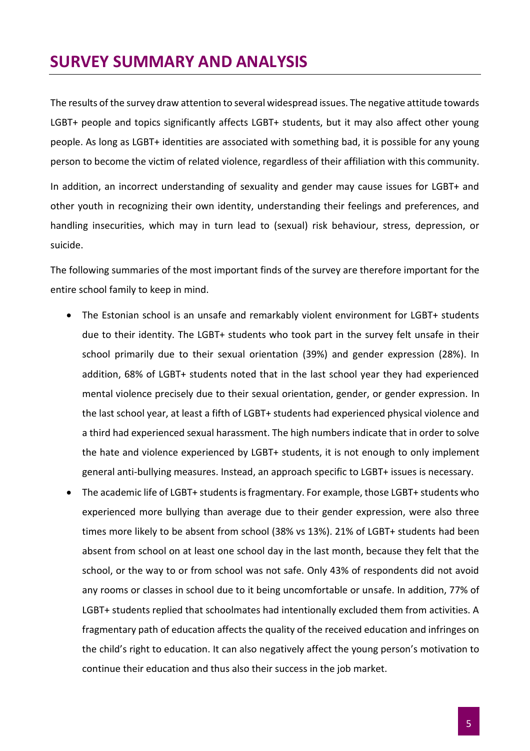# SURVEY SUMMARY AND ANALYSIS

The results of the survey draw attention to several widespread issues. The negative attitude towards LGBT+ people and topics significantly affects LGBT+ students, but it may also affect other young people. As long as LGBT+ identities are associated with something bad, it is possible for any young person to become the victim of related violence, regardless of their affiliation with this community.

In addition, an incorrect understanding of sexuality and gender may cause issues for LGBT+ and other youth in recognizing their own identity, understanding their feelings and preferences, and handling insecurities, which may in turn lead to (sexual) risk behaviour, stress, depression, or suicide.

The following summaries of the most important finds of the survey are therefore important for the entire school family to keep in mind.

- The Estonian school is an unsafe and remarkably violent environment for LGBT+ students due to their identity. The LGBT+ students who took part in the survey felt unsafe in their school primarily due to their sexual orientation (39%) and gender expression (28%). In addition, 68% of LGBT+ students noted that in the last school year they had experienced mental violence precisely due to their sexual orientation, gender, or gender expression. In the last school year, at least a fifth of LGBT+ students had experienced physical violence and a third had experienced sexual harassment. The high numbers indicate that in order to solve the hate and violence experienced by LGBT+ students, it is not enough to only implement general anti-bullying measures. Instead, an approach specific to LGBT+ issues is necessary.
- The academic life of LGBT+ students is fragmentary. For example, those LGBT+ students who experienced more bullying than average due to their gender expression, were also three times more likely to be absent from school (38% vs 13%). 21% of LGBT+ students had been absent from school on at least one school day in the last month, because they felt that the school, or the way to or from school was not safe. Only 43% of respondents did not avoid any rooms or classes in school due to it being uncomfortable or unsafe. In addition, 77% of LGBT+ students replied that schoolmates had intentionally excluded them from activities. A fragmentary path of education affects the quality of the received education and infringes on the child's right to education. It can also negatively affect the young person's motivation to continue their education and thus also their success in the job market.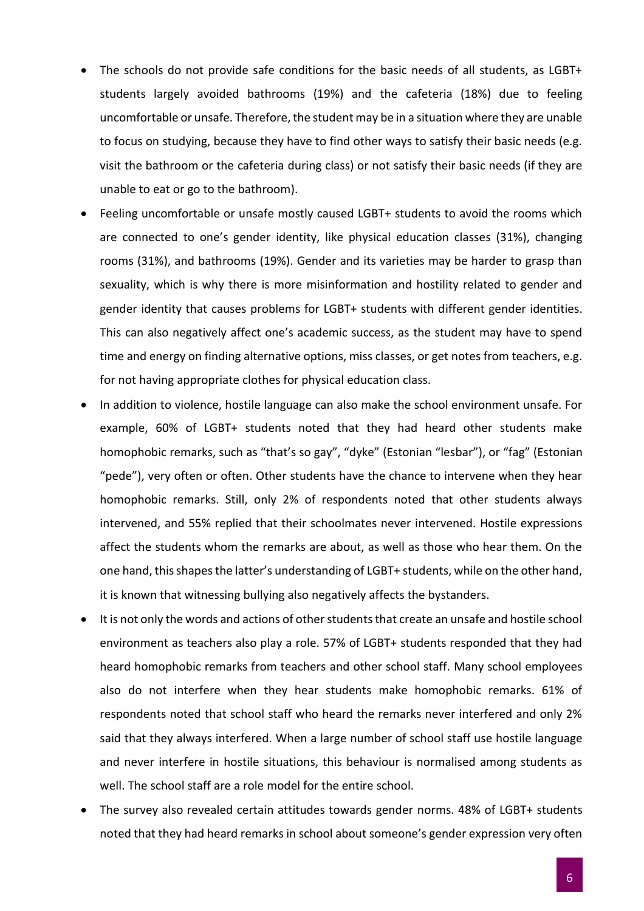- The schools do not provide safe conditions for the basic needs of all students, as LGBT+ students largely avoided bathrooms (19%) and the cafeteria (18%) due to feeling uncomfortable or unsafe. Therefore, the student may be in a situation where they are unable to focus on studying, because they have to find other ways to satisfy their basic needs (e.g. visit the bathroom or the cafeteria during class) or not satisfy their basic needs (if they are unable to eat or go to the bathroom).
- Feeling uncomfortable or unsafe mostly caused LGBT+ students to avoid the rooms which are connected to one's gender identity, like physical education classes (31%), changing rooms (31%), and bathrooms (19%). Gender and its varieties may be harder to grasp than sexuality, which is why there is more misinformation and hostility related to gender and gender identity that causes problems for LGBT+ students with different gender identities. This can also negatively affect one's academic success, as the student may have to spend time and energy on finding alternative options, miss classes, or get notes from teachers, e.g. for not having appropriate clothes for physical education class.
- In addition to violence, hostile language can also make the school environment unsafe. For example, 60% of LGBT+ students noted that they had heard other students make homophobic remarks, such as "that's so gay", "dyke" (Estonian "lesbar"), or "fag" (Estonian "pede"), very often or often. Other students have the chance to intervene when they hear homophobic remarks. Still, only 2% of respondents noted that other students always intervened, and 55% replied that their schoolmates never intervened. Hostile expressions affect the students whom the remarks are about, as well as those who hear them. On the one hand, this shapes the latter's understanding of LGBT+ students, while on the other hand, it is known that witnessing bullying also negatively affects the bystanders.
- It is not only the words and actions of other students that create an unsafe and hostile school environment as teachers also play a role. 57% of LGBT+ students responded that they had heard homophobic remarks from teachers and other school staff. Many school employees also do not interfere when they hear students make homophobic remarks. 61% of respondents noted that school staff who heard the remarks never interfered and only 2% said that they always interfered. When a large number of school staff use hostile language and never interfere in hostile situations, this behaviour is normalised among students as well. The school staff are a role model for the entire school.
- The survey also revealed certain attitudes towards gender norms. 48% of LGBT+ students noted that they had heard remarks in school about someone's gender expression very often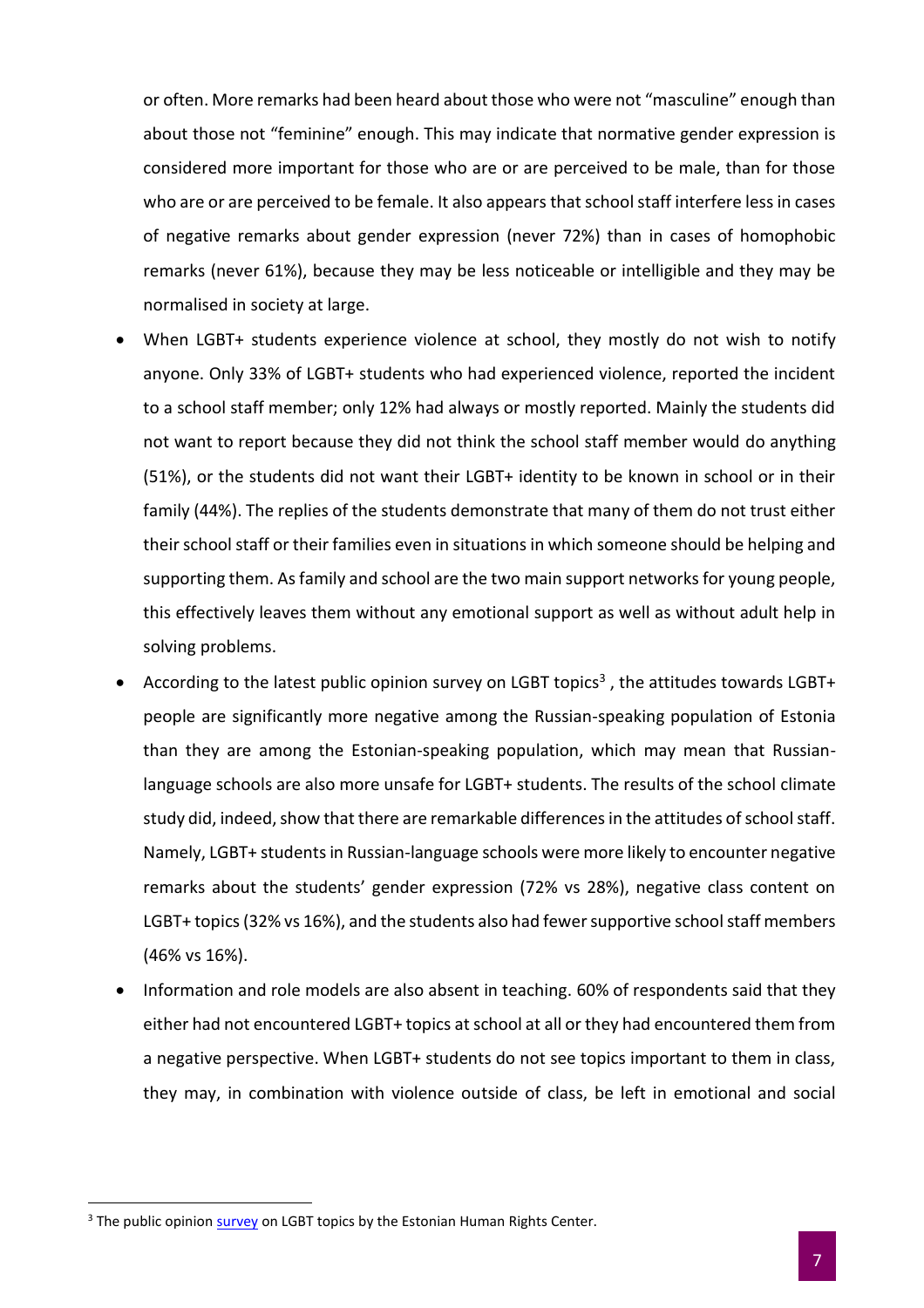or often. More remarks had been heard about those who were not "masculine" enough than about those not "feminine" enough. This may indicate that normative gender expression is considered more important for those who are or are perceived to be male, than for those who are or are perceived to be female. It also appears that school staff interfere less in cases of negative remarks about gender expression (never 72%) than in cases of homophobic remarks (never 61%), because they may be less noticeable or intelligible and they may be normalised in society at large.

- When LGBT+ students experience violence at school, they mostly do not wish to notify anyone. Only 33% of LGBT+ students who had experienced violence, reported the incident to a school staff member; only 12% had always or mostly reported. Mainly the students did not want to report because they did not think the school staff member would do anything (51%), or the students did not want their LGBT+ identity to be known in school or in their family (44%). The replies of the students demonstrate that many of them do not trust either their school staff or their families even in situations in which someone should be helping and supporting them. As family and school are the two main support networks for young people, this effectively leaves them without any emotional support as well as without adult help in solving problems.
- According to the latest public opinion survey on LGBT topics[3] , the attitudes towards LGBT+ people are significantly more negative among the Russian-speaking population of Estonia than they are among the Estonian-speaking population, which may mean that Russian-language schools are also more unsafe for LGBT+ students. The results of the school climate study did, indeed, show that there are remarkable differences in the attitudes of school staff. Namely, LGBT+ students in Russian-language schools were more likely to encounter negative remarks about the students' gender expression (72% vs 28%), negative class content on LGBT+ topics (32% vs 16%), and the students also had fewer supportive school staff members (46% vs 16%).
- Information and role models are also absent in teaching. 60% of respondents said that they either had not encountered LGBT+ topics at school at all or they had encountered them from a negative perspective. When LGBT+ students do not see topics important to them in class, they may, in combination with violence outside of class, be left in emotional and social

[3] The public opinion survey on LGBT topics by the Estonian Human Rights Center.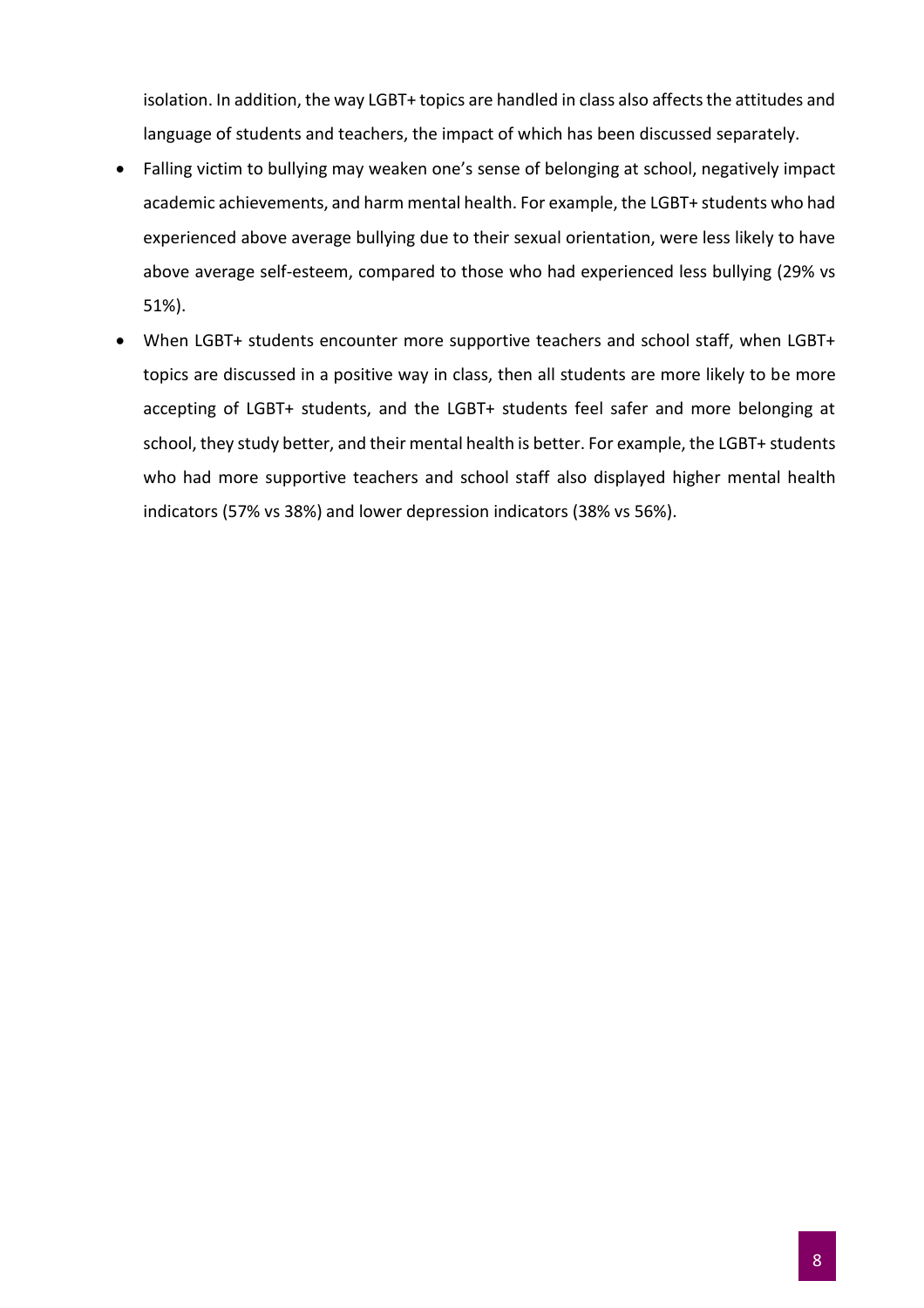isolation. In addition, the way LGBT+ topics are handled in class also affects the attitudes and language of students and teachers, the impact of which has been discussed separately.

- Falling victim to bullying may weaken one's sense of belonging at school, negatively impact academic achievements, and harm mental health. For example, the LGBT+ students who had experienced above average bullying due to their sexual orientation, were less likely to have above average self-esteem, compared to those who had experienced less bullying (29% vs 51%).
- When LGBT+ students encounter more supportive teachers and school staff, when LGBT+ topics are discussed in a positive way in class, then all students are more likely to be more accepting of LGBT+ students, and the LGBT+ students feel safer and more belonging at school, they study better, and their mental health is better. For example, the LGBT+ students who had more supportive teachers and school staff also displayed higher mental health indicators (57% vs 38%) and lower depression indicators (38% vs 56%).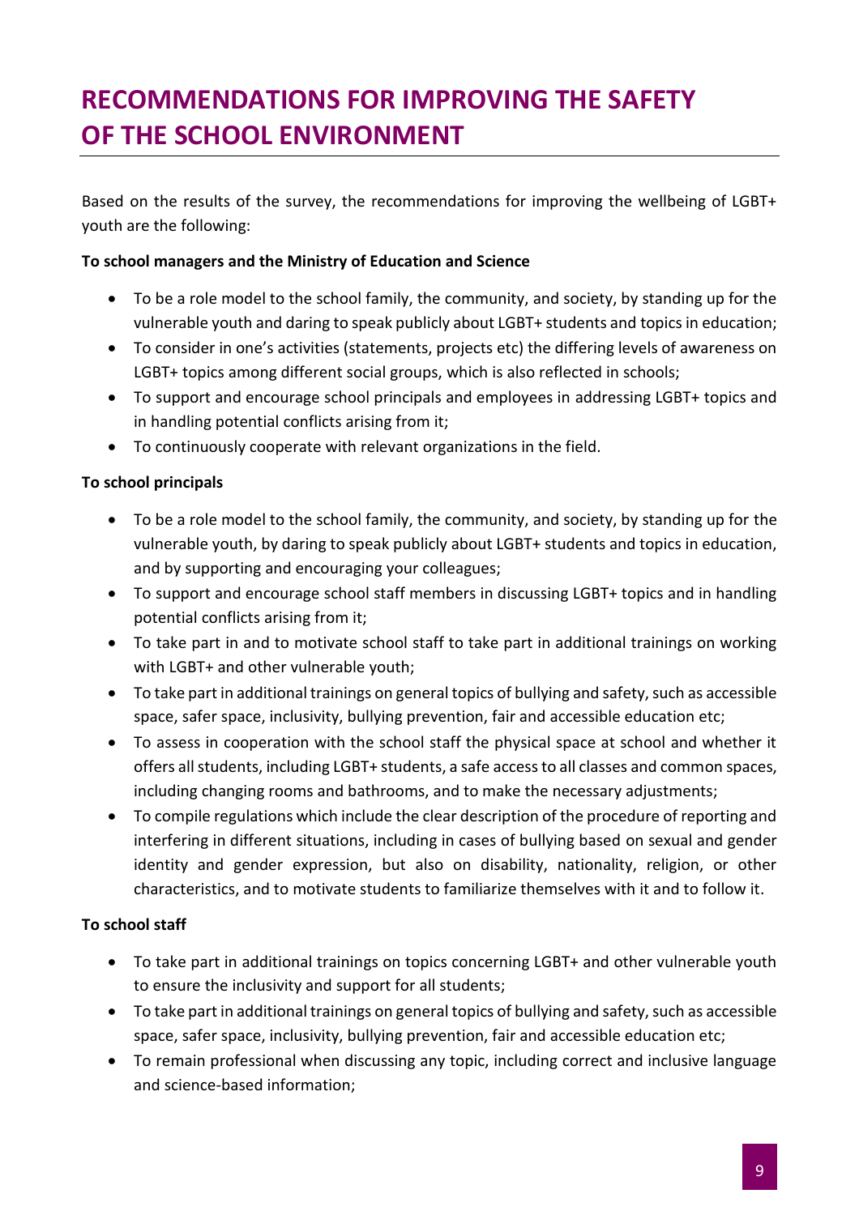# RECOMMENDATIONS FOR IMPROVING THE SAFETY OF THE SCHOOL ENVIRONMENT

Based on the results of the survey, the recommendations for improving the wellbeing of LGBT+ youth are the following:

**To school managers and the Ministry of Education and Science**

- To be a role model to the school family, the community, and society, by standing up for the vulnerable youth and daring to speak publicly about LGBT+ students and topics in education;
- To consider in one's activities (statements, projects etc) the differing levels of awareness on LGBT+ topics among different social groups, which is also reflected in schools;
- To support and encourage school principals and employees in addressing LGBT+ topics and in handling potential conflicts arising from it;
- To continuously cooperate with relevant organizations in the field.

**To school principals**

- To be a role model to the school family, the community, and society, by standing up for the vulnerable youth, by daring to speak publicly about LGBT+ students and topics in education, and by supporting and encouraging your colleagues;
- To support and encourage school staff members in discussing LGBT+ topics and in handling potential conflicts arising from it;
- To take part in and to motivate school staff to take part in additional trainings on working with LGBT+ and other vulnerable youth;
- To take part in additional trainings on general topics of bullying and safety, such as accessible space, safer space, inclusivity, bullying prevention, fair and accessible education etc;
- To assess in cooperation with the school staff the physical space at school and whether it offers all students, including LGBT+ students, a safe access to all classes and common spaces, including changing rooms and bathrooms, and to make the necessary adjustments;
- To compile regulations which include the clear description of the procedure of reporting and interfering in different situations, including in cases of bullying based on sexual and gender identity and gender expression, but also on disability, nationality, religion, or other characteristics, and to motivate students to familiarize themselves with it and to follow it.

**To school staff**

- To take part in additional trainings on topics concerning LGBT+ and other vulnerable youth to ensure the inclusivity and support for all students;
- To take part in additional trainings on general topics of bullying and safety, such as accessible space, safer space, inclusivity, bullying prevention, fair and accessible education etc;
- To remain professional when discussing any topic, including correct and inclusive language and science-based information;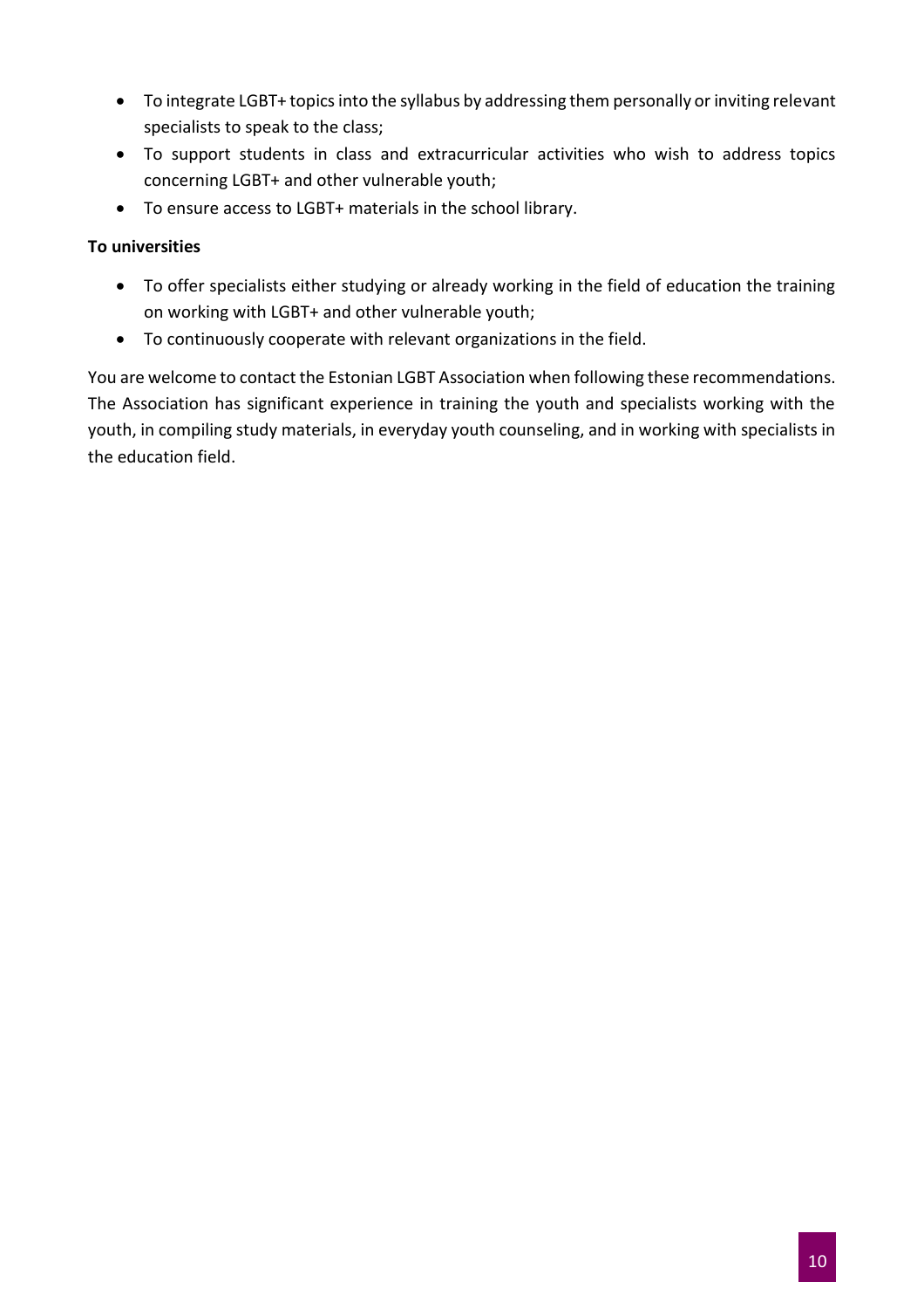- To integrate LGBT+ topics into the syllabus by addressing them personally or inviting relevant specialists to speak to the class;
- To support students in class and extracurricular activities who wish to address topics concerning LGBT+ and other vulnerable youth;
- To ensure access to LGBT+ materials in the school library.

**To universities**

- To offer specialists either studying or already working in the field of education the training on working with LGBT+ and other vulnerable youth;
- To continuously cooperate with relevant organizations in the field.

You are welcome to contact the Estonian LGBT Association when following these recommendations. The Association has significant experience in training the youth and specialists working with the youth, in compiling study materials, in everyday youth counseling, and in working with specialists in the education field.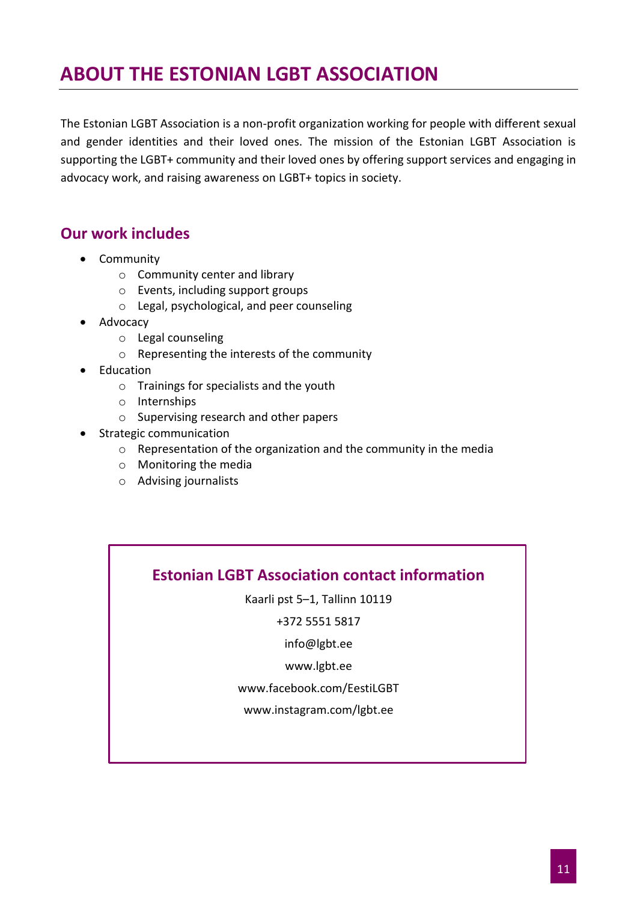# ABOUT THE ESTONIAN LGBT ASSOCIATION

The Estonian LGBT Association is a non-profit organization working for people with different sexual and gender identities and their loved ones. The mission of the Estonian LGBT Association is supporting the LGBT+ community and their loved ones by offering support services and engaging in advocacy work, and raising awareness on LGBT+ topics in society.

## Our work includes

- Community
  - Community center and library
  - Events, including support groups
  - Legal, psychological, and peer counseling
- Advocacy
  - Legal counseling
  - Representing the interests of the community
- Education
  - Trainings for specialists and the youth
  - Internships
  - Supervising research and other papers
- Strategic communication
  - Representation of the organization and the community in the media
  - Monitoring the media
  - Advising journalists

### Estonian LGBT Association contact information

Kaarli pst 5–1, Tallinn 10119

+372 5551 5817

info@lgbt.ee

www.lgbt.ee

www.facebook.com/EestiLGBT

www.instagram.com/lgbt.ee